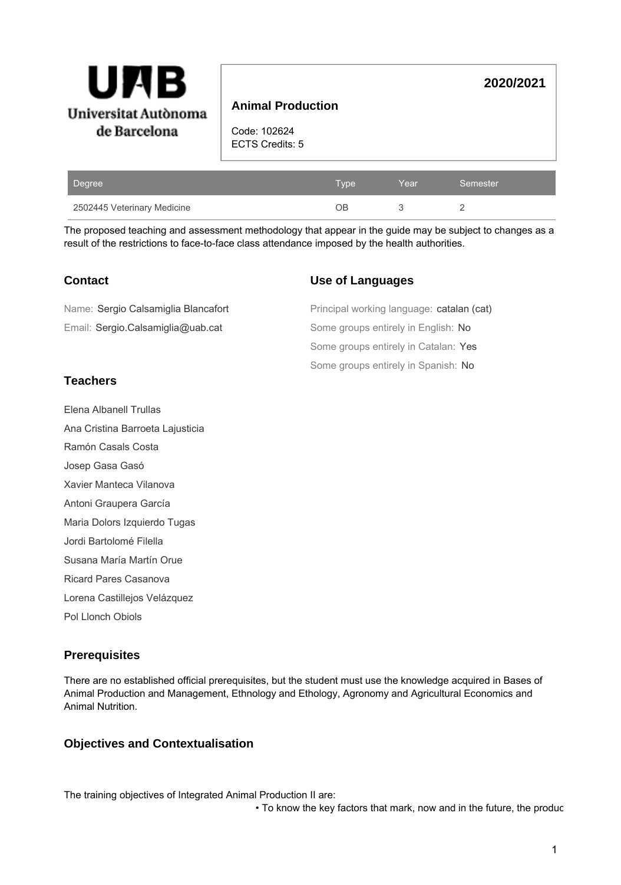# Animal Production

**2020/2021**

Code: 102624
ECTS Credits: 5

| Degree | Type | Year | Semester |
| --- | --- | --- | --- |
| 2502445 Veterinary Medicine | OB | 3 | 2 |

The proposed teaching and assessment methodology that appear in the guide may be subject to changes as a result of the restrictions to face-to-face class attendance imposed by the health authorities.

## Contact

Name: Sergio Calsamiglia Blancafort

Email: Sergio.Calsamiglia@uab.cat

## Use of Languages

Principal working language: catalan (cat)

Some groups entirely in English: No

Some groups entirely in Catalan: Yes

Some groups entirely in Spanish: No

## Teachers

Elena Albanell Trullas

Ana Cristina Barroeta Lajusticia

Ramón Casals Costa

Josep Gasa Gasó

Xavier Manteca Vilanova

Antoni Graupera García

Maria Dolors Izquierdo Tugas

Jordi Bartolomé Filella

Susana María Martín Orue

Ricard Pares Casanova

Lorena Castillejos Velázquez

Pol Llonch Obiols

## Prerequisites

There are no established official prerequisites, but the student must use the knowledge acquired in Bases of Animal Production and Management, Ethnology and Ethology, Agronomy and Agricultural Economics and Animal Nutrition.

## Objectives and Contextualisation

The training objectives of Integrated Animal Production II are:

- To know the key factors that mark, now and in the future, the produc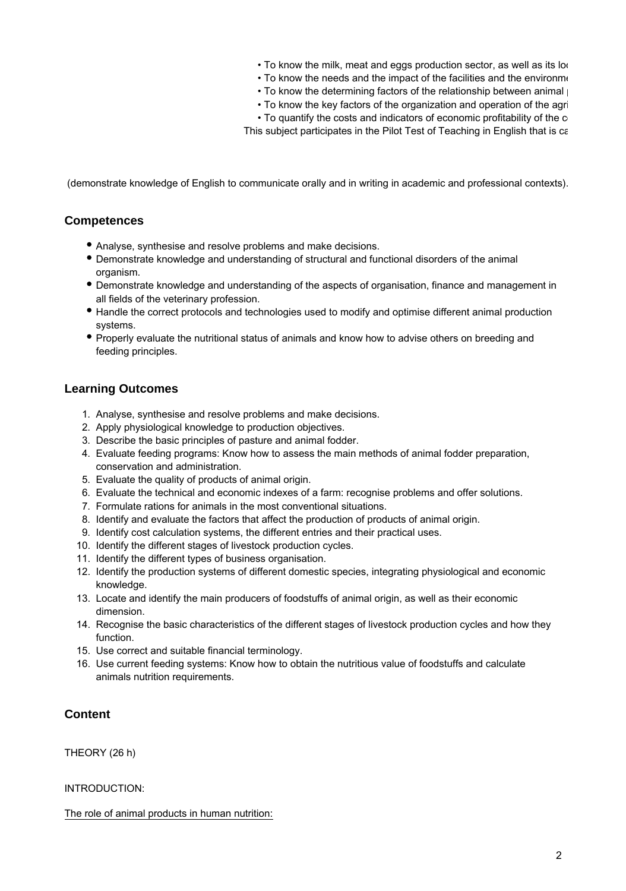• To know the milk, meat and eggs production sector, as well as its lo
• To know the needs and the impact of the facilities and the environme
• To know the determining factors of the relationship between animal
• To know the key factors of the organization and operation of the agri
• To quantify the costs and indicators of economic profitability of the c

This subject participates in the Pilot Test of Teaching in English that is ca

(demonstrate knowledge of English to communicate orally and in writing in academic and professional contexts).

## Competences

- Analyse, synthesise and resolve problems and make decisions.
- Demonstrate knowledge and understanding of structural and functional disorders of the animal organism.
- Demonstrate knowledge and understanding of the aspects of organisation, finance and management in all fields of the veterinary profession.
- Handle the correct protocols and technologies used to modify and optimise different animal production systems.
- Properly evaluate the nutritional status of animals and know how to advise others on breeding and feeding principles.

## Learning Outcomes

1. Analyse, synthesise and resolve problems and make decisions.
2. Apply physiological knowledge to production objectives.
3. Describe the basic principles of pasture and animal fodder.
4. Evaluate feeding programs: Know how to assess the main methods of animal fodder preparation, conservation and administration.
5. Evaluate the quality of products of animal origin.
6. Evaluate the technical and economic indexes of a farm: recognise problems and offer solutions.
7. Formulate rations for animals in the most conventional situations.
8. Identify and evaluate the factors that affect the production of products of animal origin.
9. Identify cost calculation systems, the different entries and their practical uses.
10. Identify the different stages of livestock production cycles.
11. Identify the different types of business organisation.
12. Identify the production systems of different domestic species, integrating physiological and economic knowledge.
13. Locate and identify the main producers of foodstuffs of animal origin, as well as their economic dimension.
14. Recognise the basic characteristics of the different stages of livestock production cycles and how they function.
15. Use correct and suitable financial terminology.
16. Use current feeding systems: Know how to obtain the nutritious value of foodstuffs and calculate animals nutrition requirements.

## Content

THEORY (26 h)

INTRODUCTION:

The role of animal products in human nutrition: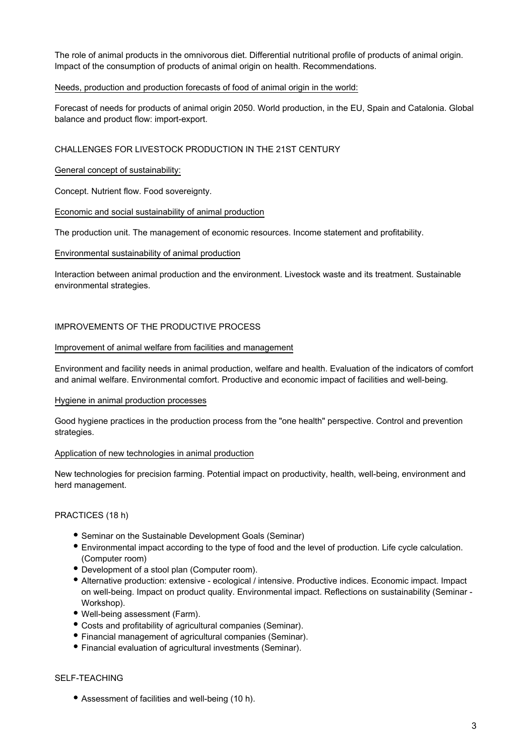The role of animal products in the omnivorous diet. Differential nutritional profile of products of animal origin. Impact of the consumption of products of animal origin on health. Recommendations.

Needs, production and production forecasts of food of animal origin in the world:

Forecast of needs for products of animal origin 2050. World production, in the EU, Spain and Catalonia. Global balance and product flow: import-export.

## CHALLENGES FOR LIVESTOCK PRODUCTION IN THE 21ST CENTURY

General concept of sustainability:

Concept. Nutrient flow. Food sovereignty.

Economic and social sustainability of animal production

The production unit. The management of economic resources. Income statement and profitability.

Environmental sustainability of animal production

Interaction between animal production and the environment. Livestock waste and its treatment. Sustainable environmental strategies.

## IMPROVEMENTS OF THE PRODUCTIVE PROCESS

Improvement of animal welfare from facilities and management

Environment and facility needs in animal production, welfare and health. Evaluation of the indicators of comfort and animal welfare. Environmental comfort. Productive and economic impact of facilities and well-being.

Hygiene in animal production processes

Good hygiene practices in the production process from the "one health" perspective. Control and prevention strategies.

Application of new technologies in animal production

New technologies for precision farming. Potential impact on productivity, health, well-being, environment and herd management.

## PRACTICES (18 h)

- Seminar on the Sustainable Development Goals (Seminar)
- Environmental impact according to the type of food and the level of production. Life cycle calculation. (Computer room)
- Development of a stool plan (Computer room).
- Alternative production: extensive - ecological / intensive. Productive indices. Economic impact. Impact on well-being. Impact on product quality. Environmental impact. Reflections on sustainability (Seminar - Workshop).
- Well-being assessment (Farm).
- Costs and profitability of agricultural companies (Seminar).
- Financial management of agricultural companies (Seminar).
- Financial evaluation of agricultural investments (Seminar).

## SELF-TEACHING

- Assessment of facilities and well-being (10 h).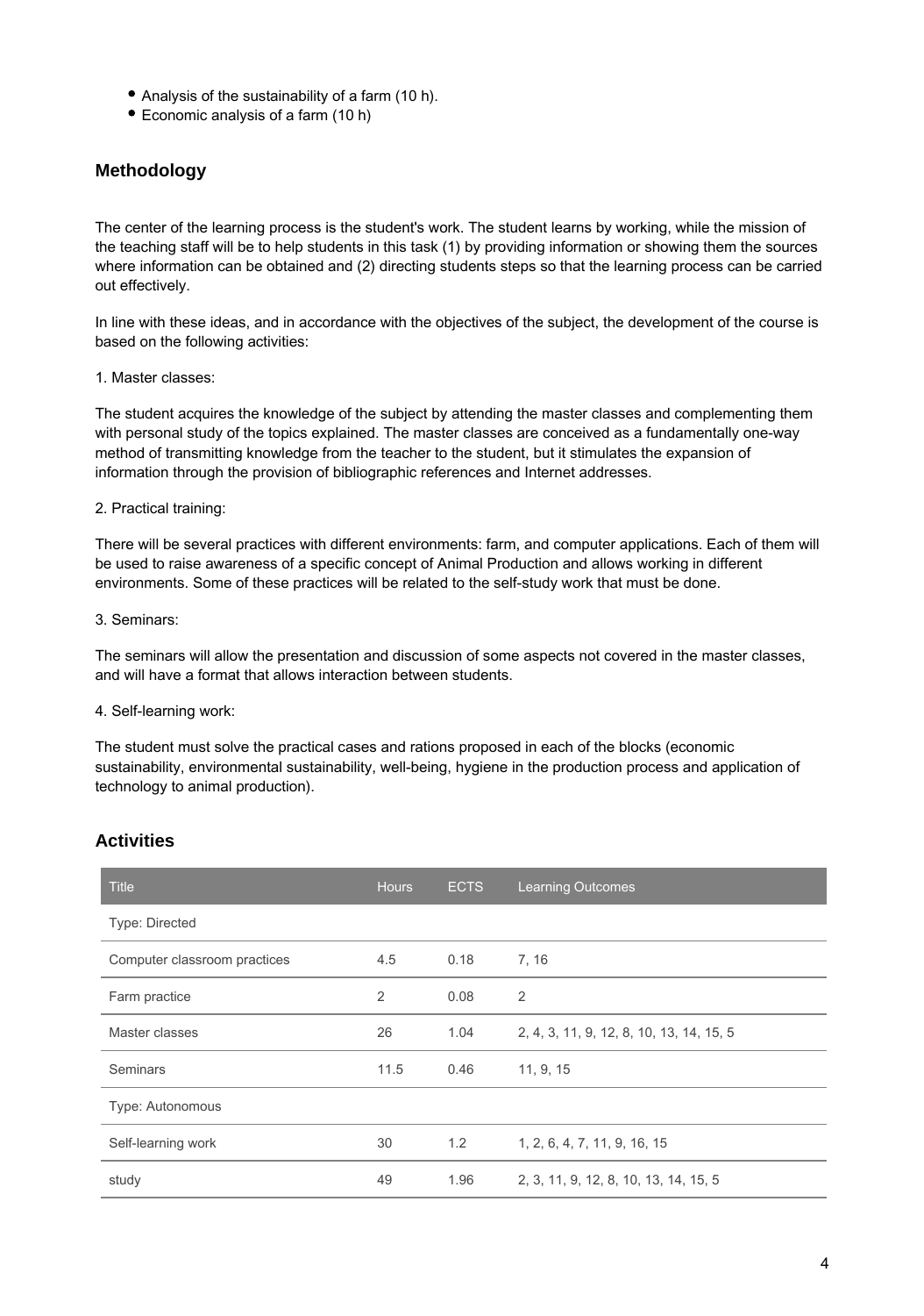- Analysis of the sustainability of a farm (10 h).
- Economic analysis of a farm (10 h)

## Methodology

The center of the learning process is the student's work. The student learns by working, while the mission of the teaching staff will be to help students in this task (1) by providing information or showing them the sources where information can be obtained and (2) directing students steps so that the learning process can be carried out effectively.

In line with these ideas, and in accordance with the objectives of the subject, the development of the course is based on the following activities:

1. Master classes:

The student acquires the knowledge of the subject by attending the master classes and complementing them with personal study of the topics explained. The master classes are conceived as a fundamentally one-way method of transmitting knowledge from the teacher to the student, but it stimulates the expansion of information through the provision of bibliographic references and Internet addresses.

2. Practical training:

There will be several practices with different environments: farm, and computer applications. Each of them will be used to raise awareness of a specific concept of Animal Production and allows working in different environments. Some of these practices will be related to the self-study work that must be done.

3. Seminars:

The seminars will allow the presentation and discussion of some aspects not covered in the master classes, and will have a format that allows interaction between students.

4. Self-learning work:

The student must solve the practical cases and rations proposed in each of the blocks (economic sustainability, environmental sustainability, well-being, hygiene in the production process and application of technology to animal production).

## Activities

| Title | Hours | ECTS | Learning Outcomes |
|---|---|---|---|
| Type: Directed | | | |
| Computer classroom practices | 4.5 | 0.18 | 7, 16 |
| Farm practice | 2 | 0.08 | 2 |
| Master classes | 26 | 1.04 | 2, 4, 3, 11, 9, 12, 8, 10, 13, 14, 15, 5 |
| Seminars | 11.5 | 0.46 | 11, 9, 15 |
| Type: Autonomous | | | |
| Self-learning work | 30 | 1.2 | 1, 2, 6, 4, 7, 11, 9, 16, 15 |
| study | 49 | 1.96 | 2, 3, 11, 9, 12, 8, 10, 13, 14, 15, 5 |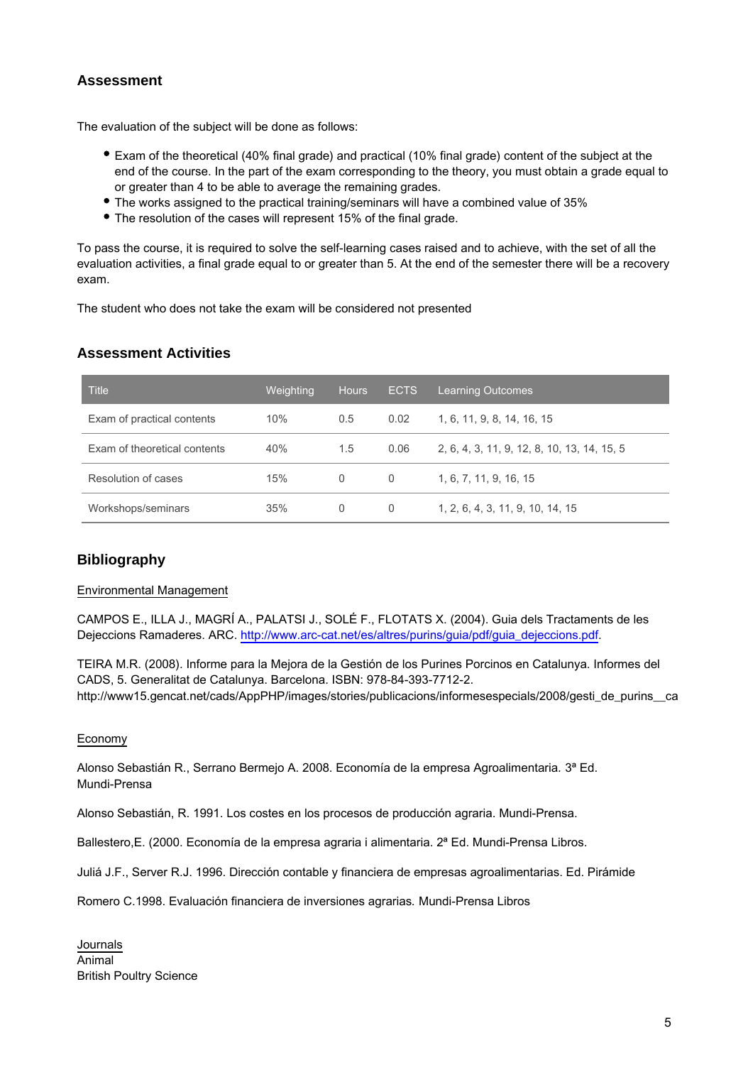## Assessment

The evaluation of the subject will be done as follows:

- Exam of the theoretical (40% final grade) and practical (10% final grade) content of the subject at the end of the course. In the part of the exam corresponding to the theory, you must obtain a grade equal to or greater than 4 to be able to average the remaining grades.
- The works assigned to the practical training/seminars will have a combined value of 35%
- The resolution of the cases will represent 15% of the final grade.

To pass the course, it is required to solve the self-learning cases raised and to achieve, with the set of all the evaluation activities, a final grade equal to or greater than 5. At the end of the semester there will be a recovery exam.

The student who does not take the exam will be considered not presented

## Assessment Activities

| Title | Weighting | Hours | ECTS | Learning Outcomes |
|---|---|---|---|---|
| Exam of practical contents | 10% | 0.5 | 0.02 | 1, 6, 11, 9, 8, 14, 16, 15 |
| Exam of theoretical contents | 40% | 1.5 | 0.06 | 2, 6, 4, 3, 11, 9, 12, 8, 10, 13, 14, 15, 5 |
| Resolution of cases | 15% | 0 | 0 | 1, 6, 7, 11, 9, 16, 15 |
| Workshops/seminars | 35% | 0 | 0 | 1, 2, 6, 4, 3, 11, 9, 10, 14, 15 |

## Bibliography

Environmental Management

CAMPOS E., ILLA J., MAGRÍ A., PALATSI J., SOLÉ F., FLOTATS X. (2004). Guia dels Tractaments de les Dejeccions Ramaderes. ARC. http://www.arc-cat.net/es/altres/purins/guia/pdf/guia_dejeccions.pdf.

TEIRA M.R. (2008). Informe para la Mejora de la Gestión de los Purines Porcinos en Catalunya. Informes del CADS, 5. Generalitat de Catalunya. Barcelona. ISBN: 978-84-393-7712-2. http://www15.gencat.net/cads/AppPHP/images/stories/publicacions/informesespecials/2008/gesti_de_purins__ca

Economy

Alonso Sebastián R., Serrano Bermejo A. 2008. Economía de la empresa Agroalimentaria. 3ª Ed. Mundi-Prensa

Alonso Sebastián, R. 1991. Los costes en los procesos de producción agraria. Mundi-Prensa.

Ballestero,E. (2000. Economía de la empresa agraria i alimentaria. 2ª Ed. Mundi-Prensa Libros.

Juliá J.F., Server R.J. 1996. Dirección contable y financiera de empresas agroalimentarias. Ed. Pirámide

Romero C.1998. Evaluación financiera de inversiones agrarias. Mundi-Prensa Libros

Journals
Animal
British Poultry Science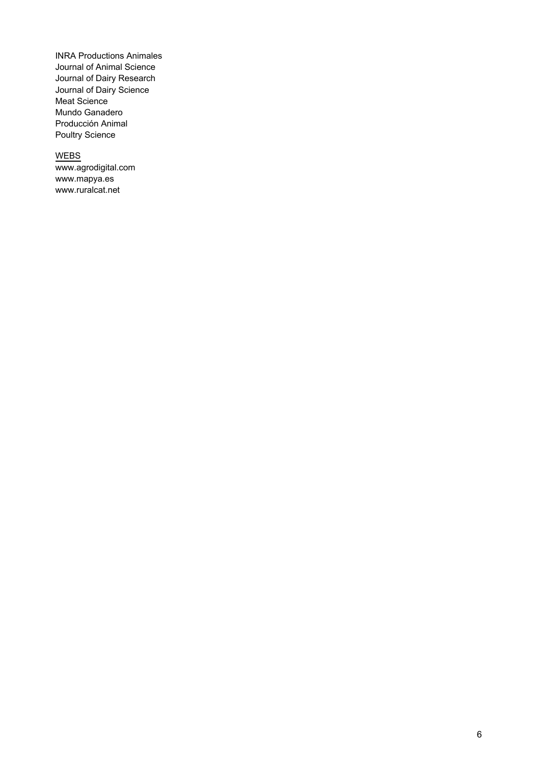INRA Productions Animales
Journal of Animal Science
Journal of Dairy Research
Journal of Dairy Science
Meat Science
Mundo Ganadero
Producción Animal
Poultry Science

<u>WEBS</u>

www.agrodigital.com
www.mapya.es
www.ruralcat.net